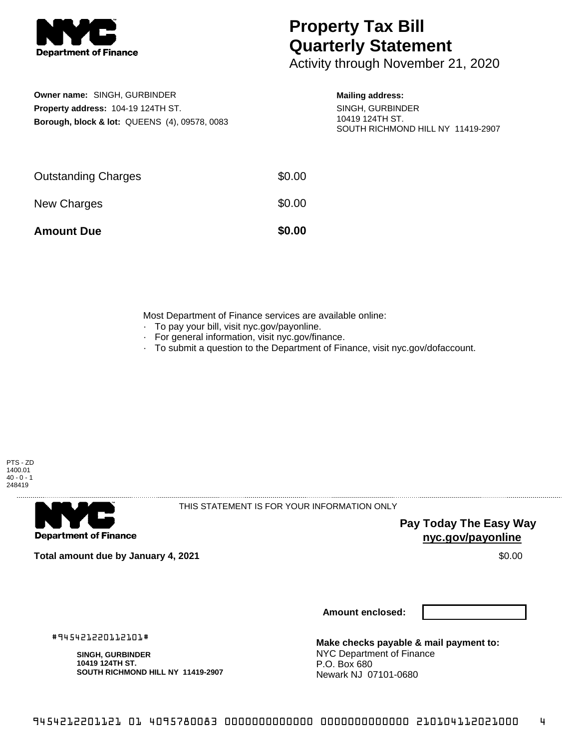**NYC Department of Finance**

# Property Tax Bill Quarterly Statement

Activity through November 21, 2020

**Owner name:** SINGH, GURBINDER
**Property address:** 104-19 124TH ST.
**Borough, block & lot:** QUEENS (4), 09578, 0083

**Mailing address:**
SINGH, GURBINDER
10419 124TH ST.
SOUTH RICHMOND HILL NY 11419-2907

| | |
|---|---|
| Outstanding Charges | $0.00 |
| New Charges | $0.00 |
| **Amount Due** | **$0.00** |

Most Department of Finance services are available online:
- To pay your bill, visit nyc.gov/payonline.
- For general information, visit nyc.gov/finance.
- To submit a question to the Department of Finance, visit nyc.gov/dofaccount.

PTS - ZD
1400.01
40 - 0 - 1
248419

**NYC Department of Finance**

THIS STATEMENT IS FOR YOUR INFORMATION ONLY

**Pay Today The Easy Way**
**nyc.gov/payonline**

**Total amount due by January 4, 2021** $0.00

**Amount enclosed:**

#945421220112101#

**SINGH, GURBINDER**
**10419 124TH ST.**
**SOUTH RICHMOND HILL NY 11419-2907**

**Make checks payable & mail payment to:**
NYC Department of Finance
P.O. Box 680
Newark NJ 07101-0680

9454212201121 01 4095780083 0000000000000 0000000000000 210104112021000 4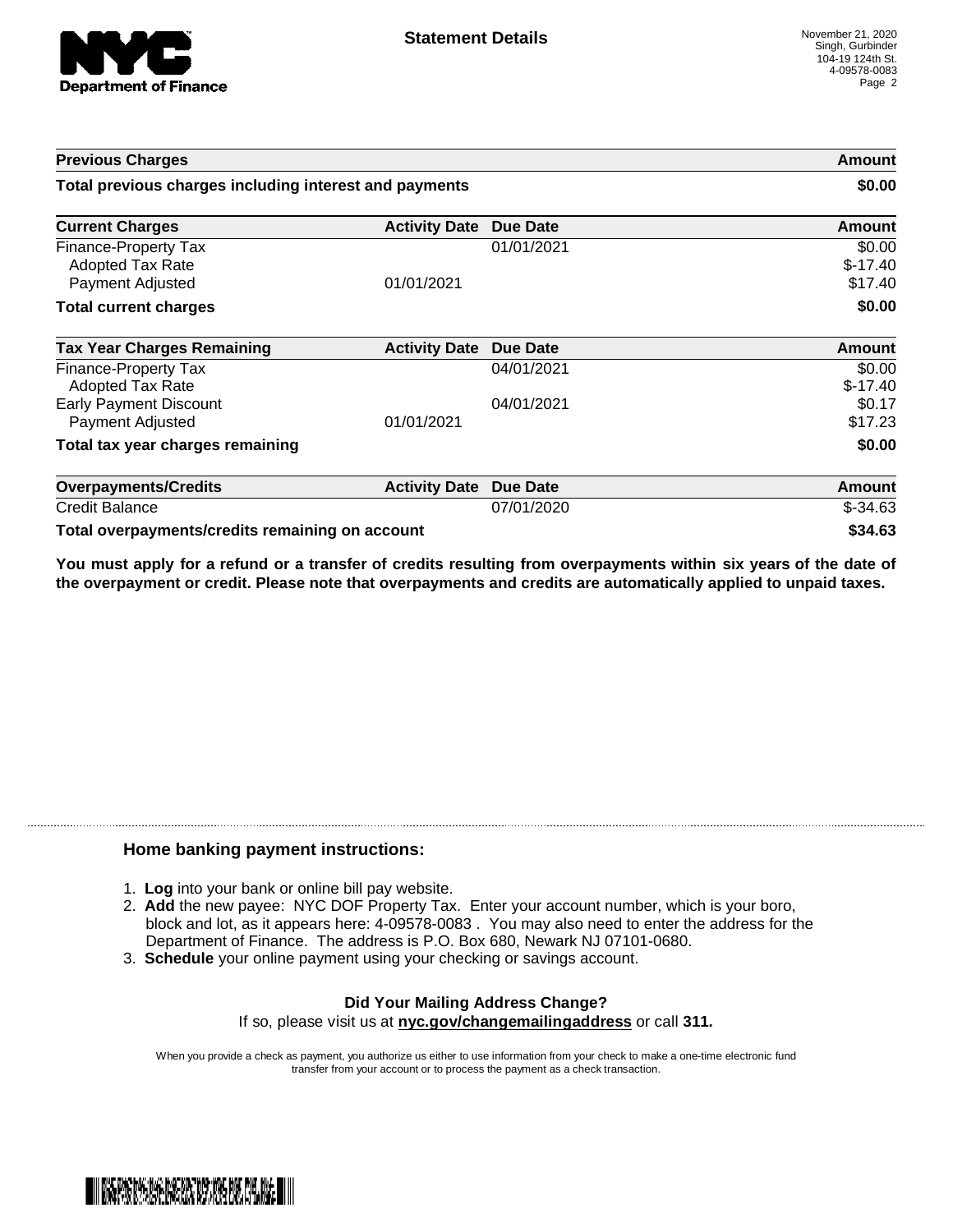# Statement Details

November 21, 2020
Singh, Gurbinder
104-19 124th St.
4-09578-0083

| Previous Charges | Amount |
| --- | --- |
| **Total previous charges including interest and payments** | **$0.00** |

| Current Charges | Activity Date | Due Date | Amount |
| --- | --- | --- | --- |
| Finance-Property Tax | | 01/01/2021 | $0.00 |
| Adopted Tax Rate | | | $-17.40 |
| Payment Adjusted | 01/01/2021 | | $17.40 |
| **Total current charges** | | | **$0.00** |

| Tax Year Charges Remaining | Activity Date | Due Date | Amount |
| --- | --- | --- | --- |
| Finance-Property Tax | | 04/01/2021 | $0.00 |
| Adopted Tax Rate | | | $-17.40 |
| Early Payment Discount | | 04/01/2021 | $0.17 |
| Payment Adjusted | 01/01/2021 | | $17.23 |
| **Total tax year charges remaining** | | | **$0.00** |

| Overpayments/Credits | Activity Date | Due Date | Amount |
| --- | --- | --- | --- |
| Credit Balance | | 07/01/2020 | $-34.63 |
| **Total overpayments/credits remaining on account** | | | **$34.63** |

**You must apply for a refund or a transfer of credits resulting from overpayments within six years of the date of the overpayment or credit. Please note that overpayments and credits are automatically applied to unpaid taxes.**

## Home banking payment instructions:

1. **Log** into your bank or online bill pay website.
2. **Add** the new payee: NYC DOF Property Tax. Enter your account number, which is your boro, block and lot, as it appears here: 4-09578-0083 . You may also need to enter the address for the Department of Finance. The address is P.O. Box 680, Newark NJ 07101-0680.
3. **Schedule** your online payment using your checking or savings account.

**Did Your Mailing Address Change?**
If so, please visit us at **nyc.gov/changemailingaddress** or call **311.**

When you provide a check as payment, you authorize us either to use information from your check to make a one-time electronic fund transfer from your account or to process the payment as a check transaction.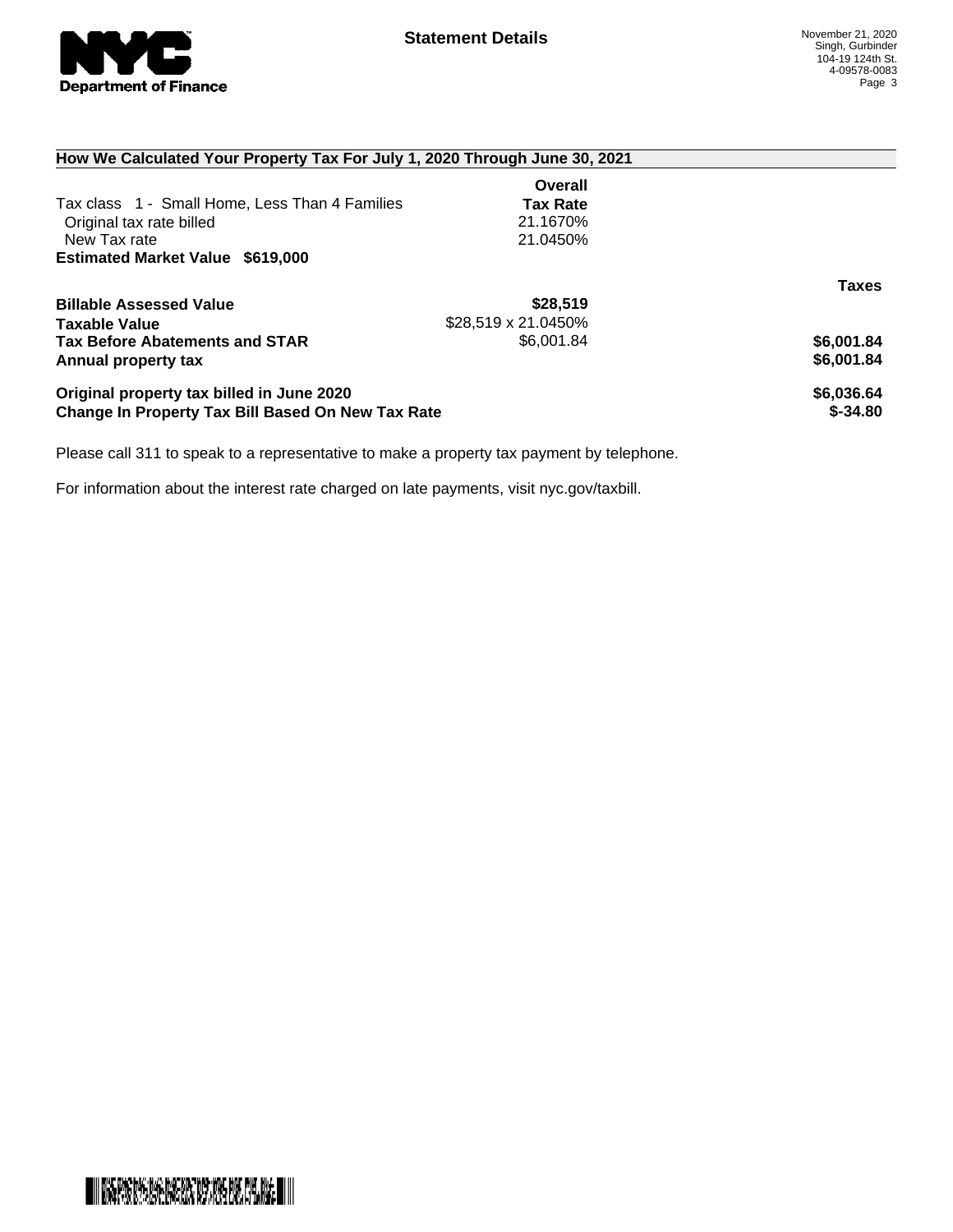## How We Calculated Your Property Tax For July 1, 2020 Through June 30, 2021

| | Overall Tax Rate | |
|---|---|---|
| Tax class 1 - Small Home, Less Than 4 Families | | |
| Original tax rate billed | 21.1670% | |
| New Tax rate | 21.0450% | |
| **Estimated Market Value $619,000** | | |
| | | **Taxes** |
| **Billable Assessed Value** | **$28,519** | |
| **Taxable Value** | $28,519 x 21.0450% | |
| **Tax Before Abatements and STAR** | $6,001.84 | **$6,001.84** |
| **Annual property tax** | | **$6,001.84** |
| **Original property tax billed in June 2020** | | **$6,036.64** |
| **Change In Property Tax Bill Based On New Tax Rate** | | **$-34.80** |

Please call 311 to speak to a representative to make a property tax payment by telephone.

For information about the interest rate charged on late payments, visit nyc.gov/taxbill.